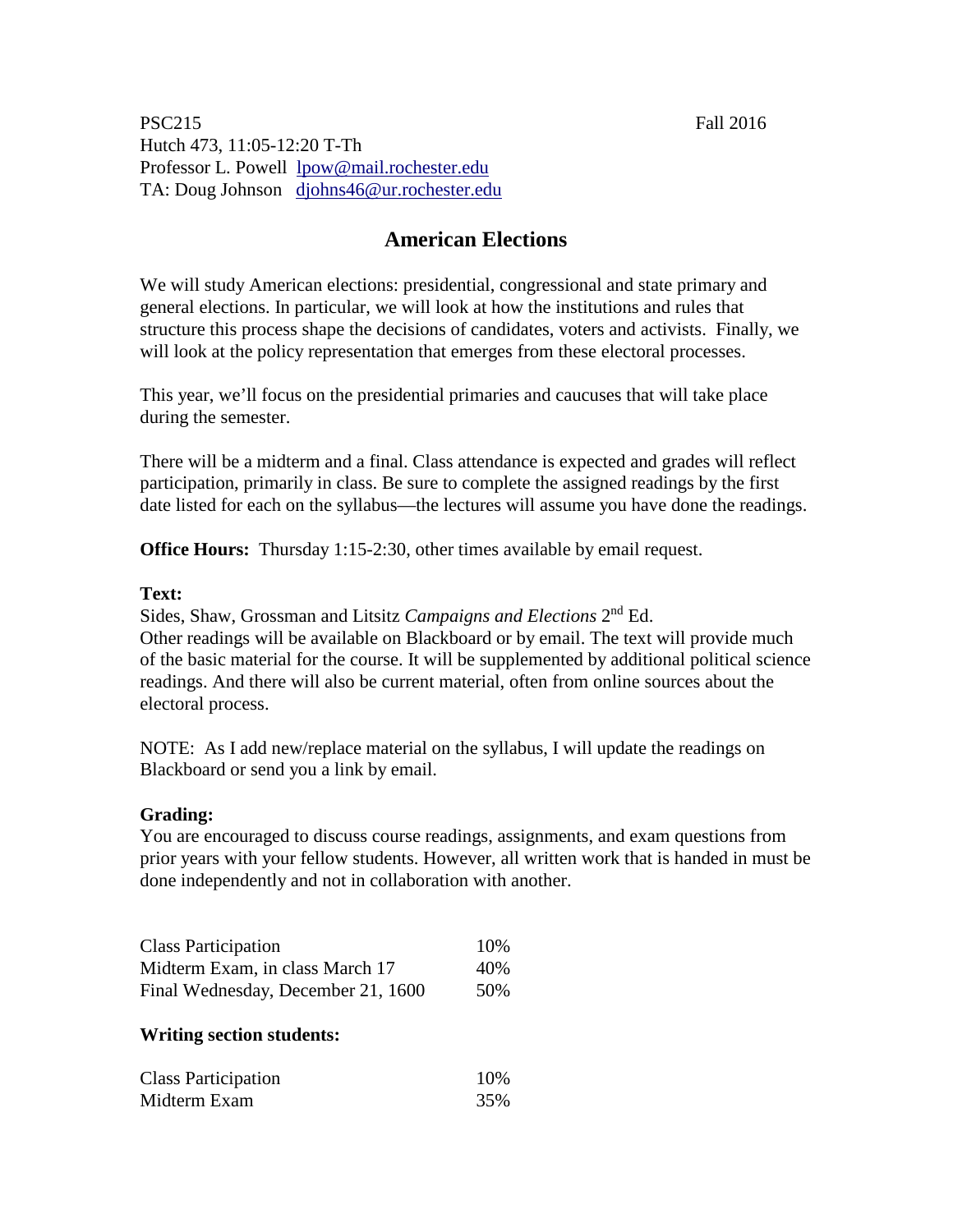PSC215 Fall 2016
Hutch 473, 11:05-12:20 T-Th
Professor L. Powell  lpow@mail.rochester.edu
TA: Doug Johnson  djohns46@ur.rochester.edu

# American Elections

We will study American elections: presidential, congressional and state primary and general elections. In particular, we will look at how the institutions and rules that structure this process shape the decisions of candidates, voters and activists. Finally, we will look at the policy representation that emerges from these electoral processes.

This year, we'll focus on the presidential primaries and caucuses that will take place during the semester.

There will be a midterm and a final. Class attendance is expected and grades will reflect participation, primarily in class. Be sure to complete the assigned readings by the first date listed for each on the syllabus—the lectures will assume you have done the readings.

**Office Hours:** Thursday 1:15-2:30, other times available by email request.

**Text:**
Sides, Shaw, Grossman and Litsitz *Campaigns and Elections* 2nd Ed.
Other readings will be available on Blackboard or by email. The text will provide much of the basic material for the course. It will be supplemented by additional political science readings. And there will also be current material, often from online sources about the electoral process.

NOTE: As I add new/replace material on the syllabus, I will update the readings on Blackboard or send you a link by email.

**Grading:**
You are encouraged to discuss course readings, assignments, and exam questions from prior years with your fellow students. However, all written work that is handed in must be done independently and not in collaboration with another.

| | |
|---|---|
| Class Participation | 10% |
| Midterm Exam, in class March 17 | 40% |
| Final Wednesday, December 21, 1600 | 50% |

**Writing section students:**

| | |
|---|---|
| Class Participation | 10% |
| Midterm Exam | 35% |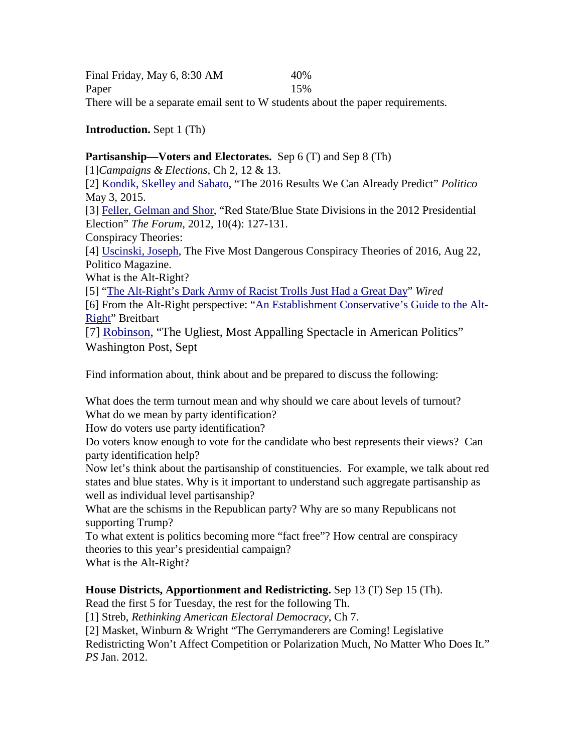| | |
|---|---|
| Final Friday, May 6, 8:30 AM | 40% |
| Paper | 15% |

There will be a separate email sent to W students about the paper requirements.

**Introduction.** Sept 1 (Th)

**Partisanship—Voters and Electorates.** Sep 6 (T) and Sep 8 (Th)

[1] *Campaigns & Elections*, Ch 2, 12 & 13.

[2] Kondik, Skelley and Sabato, "The 2016 Results We Can Already Predict" *Politico* May 3, 2015.

[3] Feller, Gelman and Shor, "Red State/Blue State Divisions in the 2012 Presidential Election" *The Forum*, 2012, 10(4): 127-131.

Conspiracy Theories:

[4] Uscinski, Joseph, The Five Most Dangerous Conspiracy Theories of 2016, Aug 22, Politico Magazine.

What is the Alt-Right?

[5] "The Alt-Right's Dark Army of Racist Trolls Just Had a Great Day" *Wired*

[6] From the Alt-Right perspective: "An Establishment Conservative's Guide to the Alt-Right" Breitbart

[7] Robinson, "The Ugliest, Most Appalling Spectacle in American Politics" Washington Post, Sept

Find information about, think about and be prepared to discuss the following:

What does the term turnout mean and why should we care about levels of turnout?
What do we mean by party identification?
How do voters use party identification?
Do voters know enough to vote for the candidate who best represents their views? Can party identification help?
Now let's think about the partisanship of constituencies. For example, we talk about red states and blue states. Why is it important to understand such aggregate partisanship as well as individual level partisanship?
What are the schisms in the Republican party? Why are so many Republicans not supporting Trump?
To what extent is politics becoming more "fact free"? How central are conspiracy theories to this year's presidential campaign?
What is the Alt-Right?

**House Districts, Apportionment and Redistricting.** Sep 13 (T) Sep 15 (Th).

Read the first 5 for Tuesday, the rest for the following Th.

[1] Streb, *Rethinking American Electoral Democracy*, Ch 7.

[2] Masket, Winburn & Wright "The Gerrymanderers are Coming! Legislative Redistricting Won't Affect Competition or Polarization Much, No Matter Who Does It." *PS* Jan. 2012.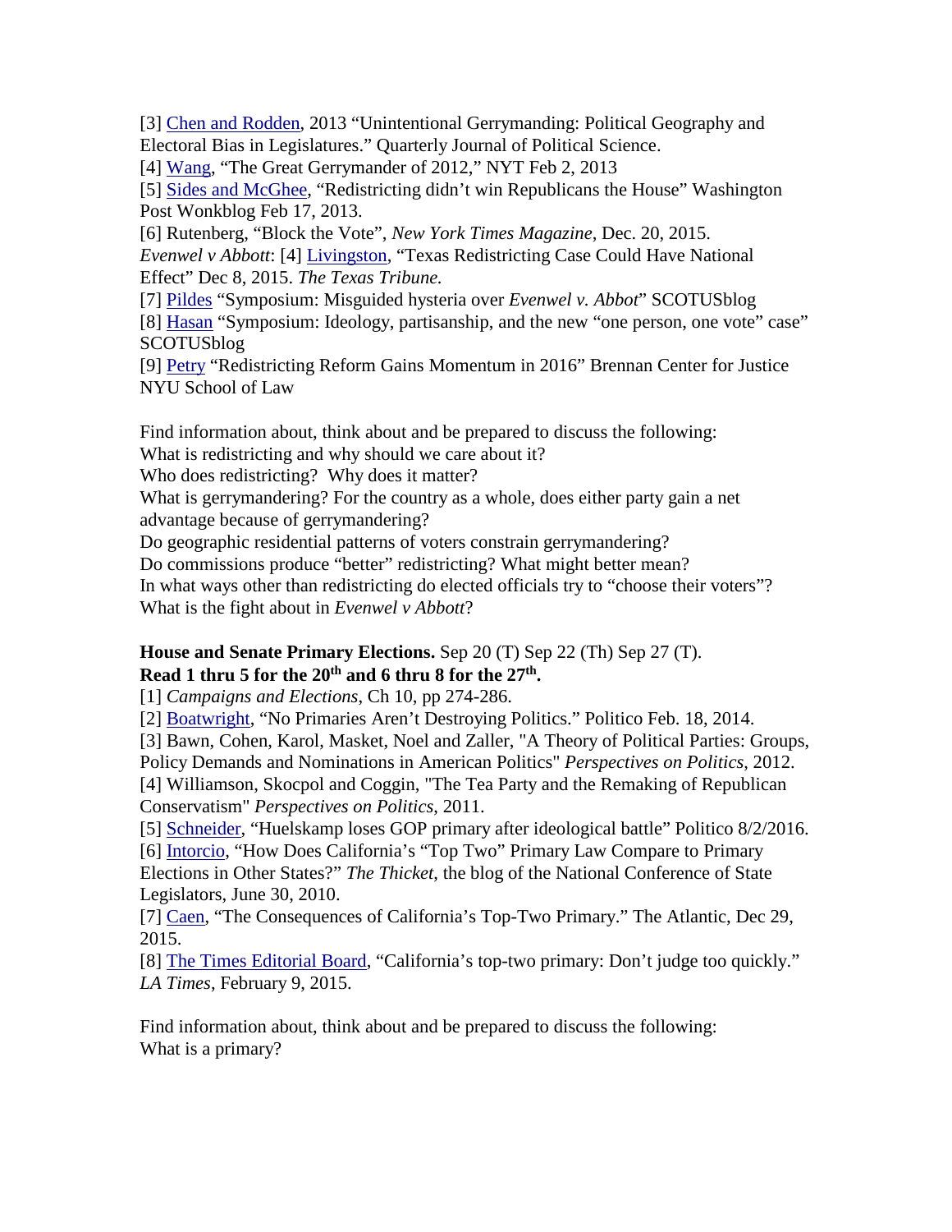[3] Chen and Rodden, 2013 “Unintentional Gerrymanding: Political Geography and Electoral Bias in Legislatures.” Quarterly Journal of Political Science.
[4] Wang, “The Great Gerrymander of 2012,” NYT Feb 2, 2013
[5] Sides and McGhee, “Redistricting didn’t win Republicans the House” Washington Post Wonkblog Feb 17, 2013.
[6] Rutenberg, “Block the Vote”, *New York Times Magazine*, Dec. 20, 2015.
*Evenwel v Abbott*: [4] Livingston, “Texas Redistricting Case Could Have National Effect” Dec 8, 2015. *The Texas Tribune.*
[7] Pildes “Symposium: Misguided hysteria over *Evenwel v. Abbot*” SCOTUSblog
[8] Hasan “Symposium: Ideology, partisanship, and the new “one person, one vote” case” SCOTUSblog
[9] Petry “Redistricting Reform Gains Momentum in 2016” Brennan Center for Justice NYU School of Law

Find information about, think about and be prepared to discuss the following:
What is redistricting and why should we care about it?
Who does redistricting?  Why does it matter?
What is gerrymandering? For the country as a whole, does either party gain a net advantage because of gerrymandering?
Do geographic residential patterns of voters constrain gerrymandering?
Do commissions produce “better” redistricting? What might better mean?
In what ways other than redistricting do elected officials try to “choose their voters”?
What is the fight about in *Evenwel v Abbott*?

**House and Senate Primary Elections.** Sep 20 (T) Sep 22 (Th) Sep 27 (T).
**Read 1 thru 5 for the 20th and 6 thru 8 for the 27th.**
[1] *Campaigns and Elections*, Ch 10, pp 274-286.
[2] Boatwright, “No Primaries Aren’t Destroying Politics.” Politico Feb. 18, 2014.
[3] Bawn, Cohen, Karol, Masket, Noel and Zaller, "A Theory of Political Parties: Groups, Policy Demands and Nominations in American Politics" *Perspectives on Politics*, 2012.
[4] Williamson, Skocpol and Coggin, "The Tea Party and the Remaking of Republican Conservatism" *Perspectives on Politics*, 2011.
[5] Schneider, “Huelskamp loses GOP primary after ideological battle” Politico 8/2/2016.
[6] Intorcio, “How Does California’s “Top Two” Primary Law Compare to Primary Elections in Other States?” *The Thicket*, the blog of the National Conference of State Legislators, June 30, 2010.
[7] Caen, “The Consequences of California’s Top-Two Primary.” The Atlantic, Dec 29, 2015.
[8] The Times Editorial Board, “California’s top-two primary: Don’t judge too quickly.” *LA Times*, February 9, 2015.

Find information about, think about and be prepared to discuss the following:
What is a primary?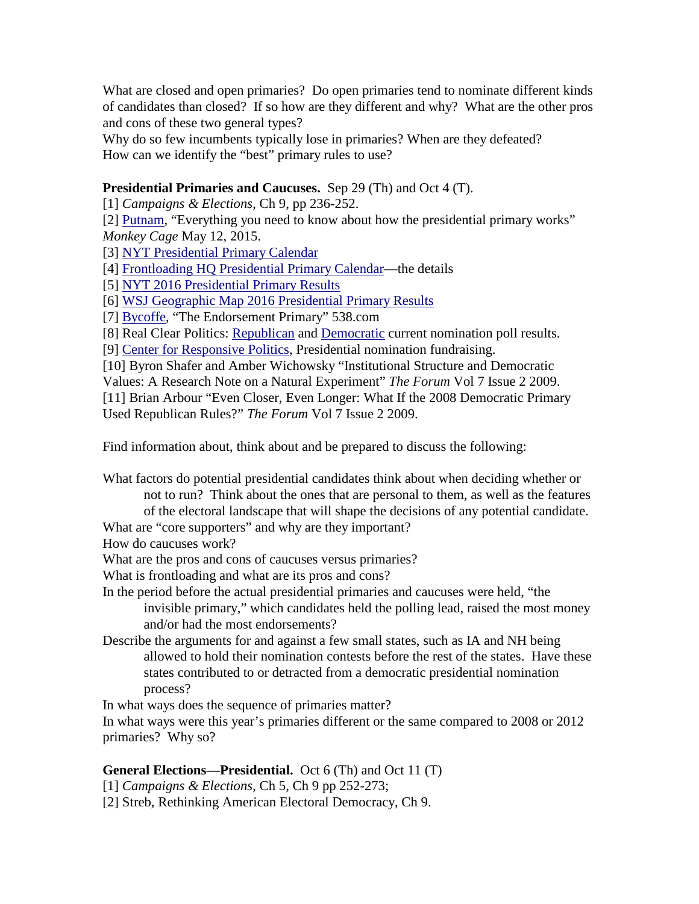What are closed and open primaries? Do open primaries tend to nominate different kinds of candidates than closed? If so how are they different and why? What are the other pros and cons of these two general types?
Why do so few incumbents typically lose in primaries? When are they defeated?
How can we identify the "best" primary rules to use?

**Presidential Primaries and Caucuses.** Sep 29 (Th) and Oct 4 (T).

[1] *Campaigns & Elections*, Ch 9, pp 236-252.
[2] Putnam, "Everything you need to know about how the presidential primary works" *Monkey Cage* May 12, 2015.
[3] NYT Presidential Primary Calendar
[4] Frontloading HQ Presidential Primary Calendar—the details
[5] NYT 2016 Presidential Primary Results
[6] WSJ Geographic Map 2016 Presidential Primary Results
[7] Bycoffe, "The Endorsement Primary" 538.com
[8] Real Clear Politics: Republican and Democratic current nomination poll results.
[9] Center for Responsive Politics, Presidential nomination fundraising.
[10] Byron Shafer and Amber Wichowsky "Institutional Structure and Democratic Values: A Research Note on a Natural Experiment" *The Forum* Vol 7 Issue 2 2009.
[11] Brian Arbour "Even Closer, Even Longer: What If the 2008 Democratic Primary Used Republican Rules?" *The Forum* Vol 7 Issue 2 2009.

Find information about, think about and be prepared to discuss the following:

What factors do potential presidential candidates think about when deciding whether or not to run? Think about the ones that are personal to them, as well as the features of the electoral landscape that will shape the decisions of any potential candidate.
What are "core supporters" and why are they important?
How do caucuses work?
What are the pros and cons of caucuses versus primaries?
What is frontloading and what are its pros and cons?
In the period before the actual presidential primaries and caucuses were held, "the invisible primary," which candidates held the polling lead, raised the most money and/or had the most endorsements?
Describe the arguments for and against a few small states, such as IA and NH being allowed to hold their nomination contests before the rest of the states. Have these states contributed to or detracted from a democratic presidential nomination process?
In what ways does the sequence of primaries matter?
In what ways were this year's primaries different or the same compared to 2008 or 2012 primaries? Why so?

**General Elections—Presidential.** Oct 6 (Th) and Oct 11 (T)

[1] *Campaigns & Elections*, Ch 5, Ch 9 pp 252-273;
[2] Streb, Rethinking American Electoral Democracy, Ch 9.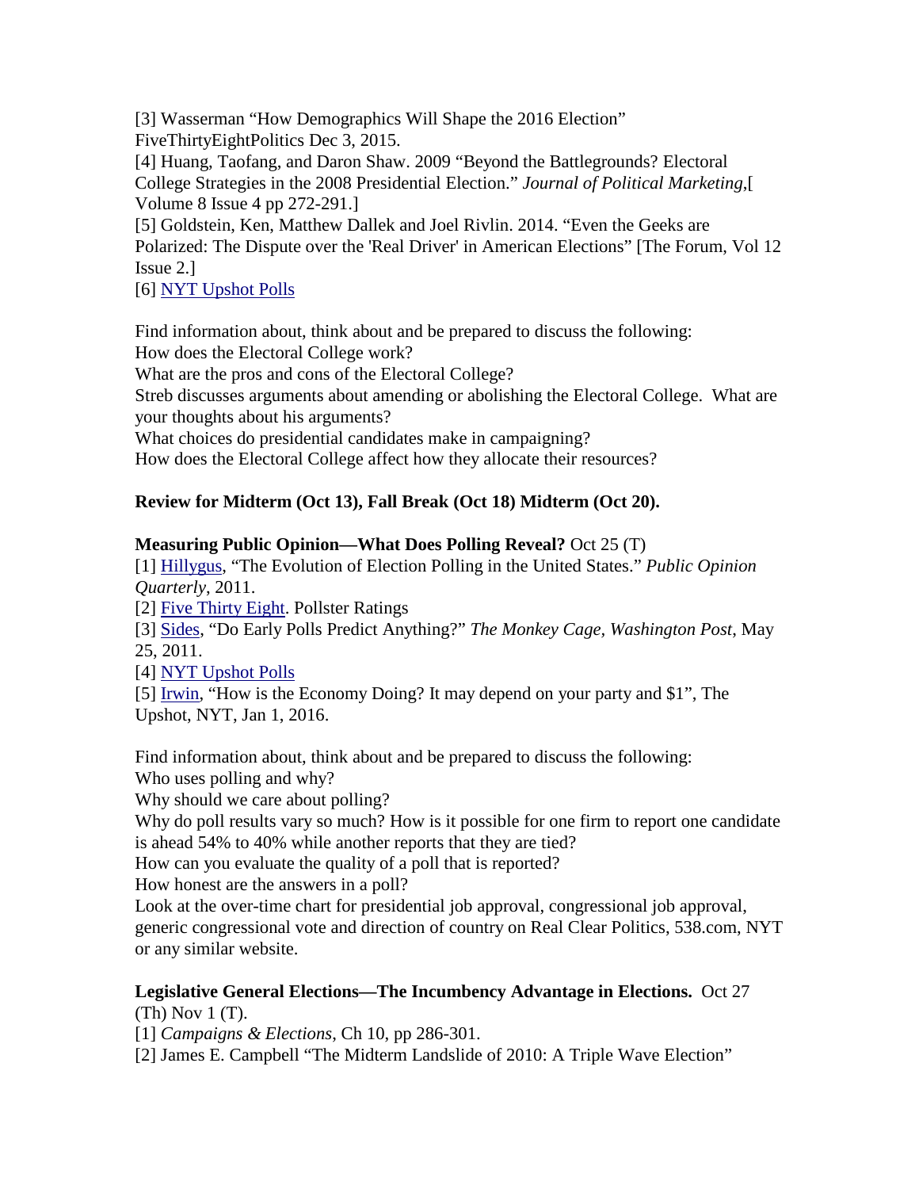[3] Wasserman "How Demographics Will Shape the 2016 Election" FiveThirtyEightPolitics Dec 3, 2015.
[4] Huang, Taofang, and Daron Shaw. 2009 "Beyond the Battlegrounds? Electoral College Strategies in the 2008 Presidential Election." *Journal of Political Marketing*,[ Volume 8 Issue 4 pp 272-291.]
[5] Goldstein, Ken, Matthew Dallek and Joel Rivlin. 2014. "Even the Geeks are Polarized: The Dispute over the 'Real Driver' in American Elections" [The Forum, Vol 12 Issue 2.]
[6] NYT Upshot Polls

Find information about, think about and be prepared to discuss the following:
How does the Electoral College work?
What are the pros and cons of the Electoral College?
Streb discusses arguments about amending or abolishing the Electoral College. What are your thoughts about his arguments?
What choices do presidential candidates make in campaigning?
How does the Electoral College affect how they allocate their resources?

**Review for Midterm (Oct 13), Fall Break (Oct 18) Midterm (Oct 20).**

**Measuring Public Opinion—What Does Polling Reveal?** Oct 25 (T)
[1] Hillygus, "The Evolution of Election Polling in the United States." *Public Opinion Quarterly*, 2011.
[2] Five Thirty Eight. Pollster Ratings
[3] Sides, "Do Early Polls Predict Anything?" *The Monkey Cage, Washington Post*, May 25, 2011.
[4] NYT Upshot Polls
[5] Irwin, "How is the Economy Doing? It may depend on your party and $1", The Upshot, NYT, Jan 1, 2016.

Find information about, think about and be prepared to discuss the following:
Who uses polling and why?
Why should we care about polling?
Why do poll results vary so much? How is it possible for one firm to report one candidate is ahead 54% to 40% while another reports that they are tied?
How can you evaluate the quality of a poll that is reported?
How honest are the answers in a poll?
Look at the over-time chart for presidential job approval, congressional job approval, generic congressional vote and direction of country on Real Clear Politics, 538.com, NYT or any similar website.

**Legislative General Elections—The Incumbency Advantage in Elections.** Oct 27 (Th) Nov 1 (T).
[1] *Campaigns & Elections*, Ch 10, pp 286-301.
[2] James E. Campbell "The Midterm Landslide of 2010: A Triple Wave Election"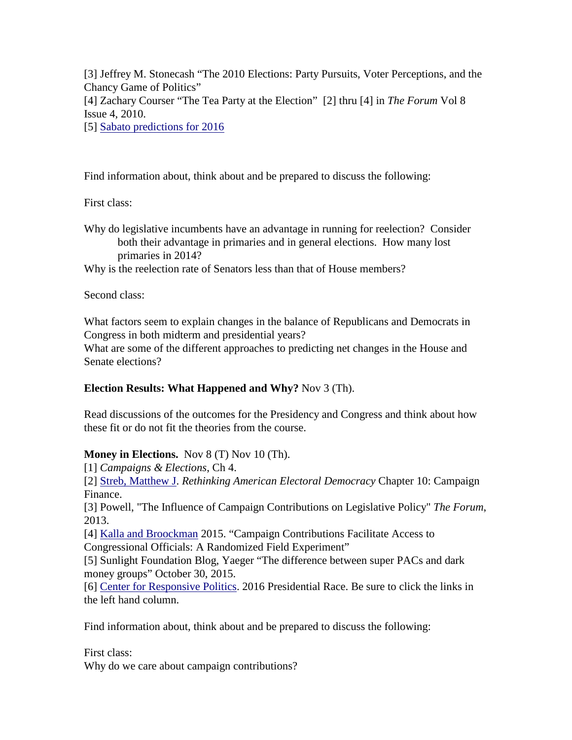[3] Jeffrey M. Stonecash "The 2010 Elections: Party Pursuits, Voter Perceptions, and the Chancy Game of Politics"
[4] Zachary Courser "The Tea Party at the Election" [2] thru [4] in *The Forum* Vol 8 Issue 4, 2010.
[5] Sabato predictions for 2016

Find information about, think about and be prepared to discuss the following:

First class:

Why do legislative incumbents have an advantage in running for reelection? Consider both their advantage in primaries and in general elections. How many lost primaries in 2014?
Why is the reelection rate of Senators less than that of House members?

Second class:

What factors seem to explain changes in the balance of Republicans and Democrats in Congress in both midterm and presidential years?
What are some of the different approaches to predicting net changes in the House and Senate elections?

**Election Results: What Happened and Why?** Nov 3 (Th).

Read discussions of the outcomes for the Presidency and Congress and think about how these fit or do not fit the theories from the course.

**Money in Elections.** Nov 8 (T) Nov 10 (Th).
[1] *Campaigns & Elections*, Ch 4.
[2] Streb, Matthew J. *Rethinking American Electoral Democracy* Chapter 10: Campaign Finance.
[3] Powell, "The Influence of Campaign Contributions on Legislative Policy" *The Forum*, 2013.
[4] Kalla and Broockman 2015. "Campaign Contributions Facilitate Access to Congressional Officials: A Randomized Field Experiment"
[5] Sunlight Foundation Blog, Yaeger "The difference between super PACs and dark money groups" October 30, 2015.
[6] Center for Responsive Politics. 2016 Presidential Race. Be sure to click the links in the left hand column.

Find information about, think about and be prepared to discuss the following:

First class:
Why do we care about campaign contributions?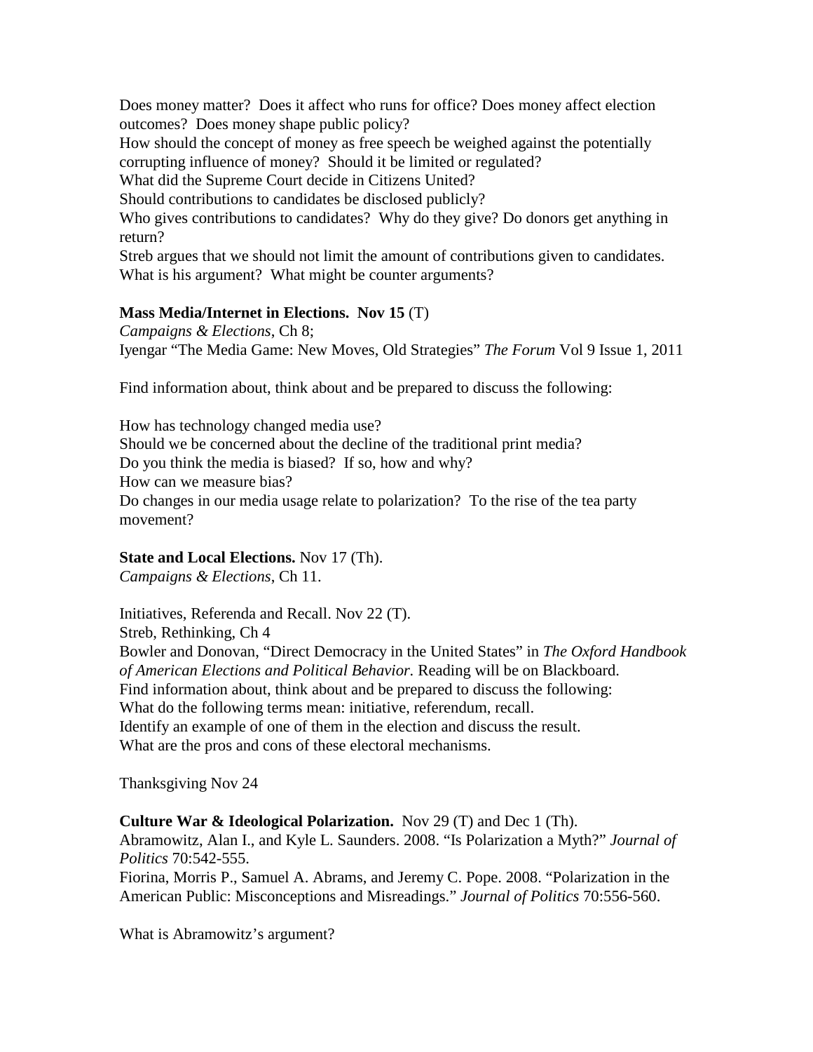Does money matter? Does it affect who runs for office? Does money affect election outcomes? Does money shape public policy?
How should the concept of money as free speech be weighed against the potentially corrupting influence of money? Should it be limited or regulated?
What did the Supreme Court decide in Citizens United?
Should contributions to candidates be disclosed publicly?
Who gives contributions to candidates? Why do they give? Do donors get anything in return?
Streb argues that we should not limit the amount of contributions given to candidates. What is his argument? What might be counter arguments?

**Mass Media/Internet in Elections. Nov 15** (T)
*Campaigns & Elections*, Ch 8;
Iyengar "The Media Game: New Moves, Old Strategies" *The Forum* Vol 9 Issue 1, 2011

Find information about, think about and be prepared to discuss the following:

How has technology changed media use?
Should we be concerned about the decline of the traditional print media?
Do you think the media is biased? If so, how and why?
How can we measure bias?
Do changes in our media usage relate to polarization? To the rise of the tea party movement?

**State and Local Elections.** Nov 17 (Th).
*Campaigns & Elections*, Ch 11.

Initiatives, Referenda and Recall. Nov 22 (T).
Streb, Rethinking, Ch 4
Bowler and Donovan, "Direct Democracy in the United States" in *The Oxford Handbook of American Elections and Political Behavior*. Reading will be on Blackboard.
Find information about, think about and be prepared to discuss the following:
What do the following terms mean: initiative, referendum, recall.
Identify an example of one of them in the election and discuss the result.
What are the pros and cons of these electoral mechanisms.

Thanksgiving Nov 24

**Culture War & Ideological Polarization.** Nov 29 (T) and Dec 1 (Th).
Abramowitz, Alan I., and Kyle L. Saunders. 2008. "Is Polarization a Myth?" *Journal of Politics* 70:542-555.
Fiorina, Morris P., Samuel A. Abrams, and Jeremy C. Pope. 2008. "Polarization in the American Public: Misconceptions and Misreadings." *Journal of Politics* 70:556-560.

What is Abramowitz's argument?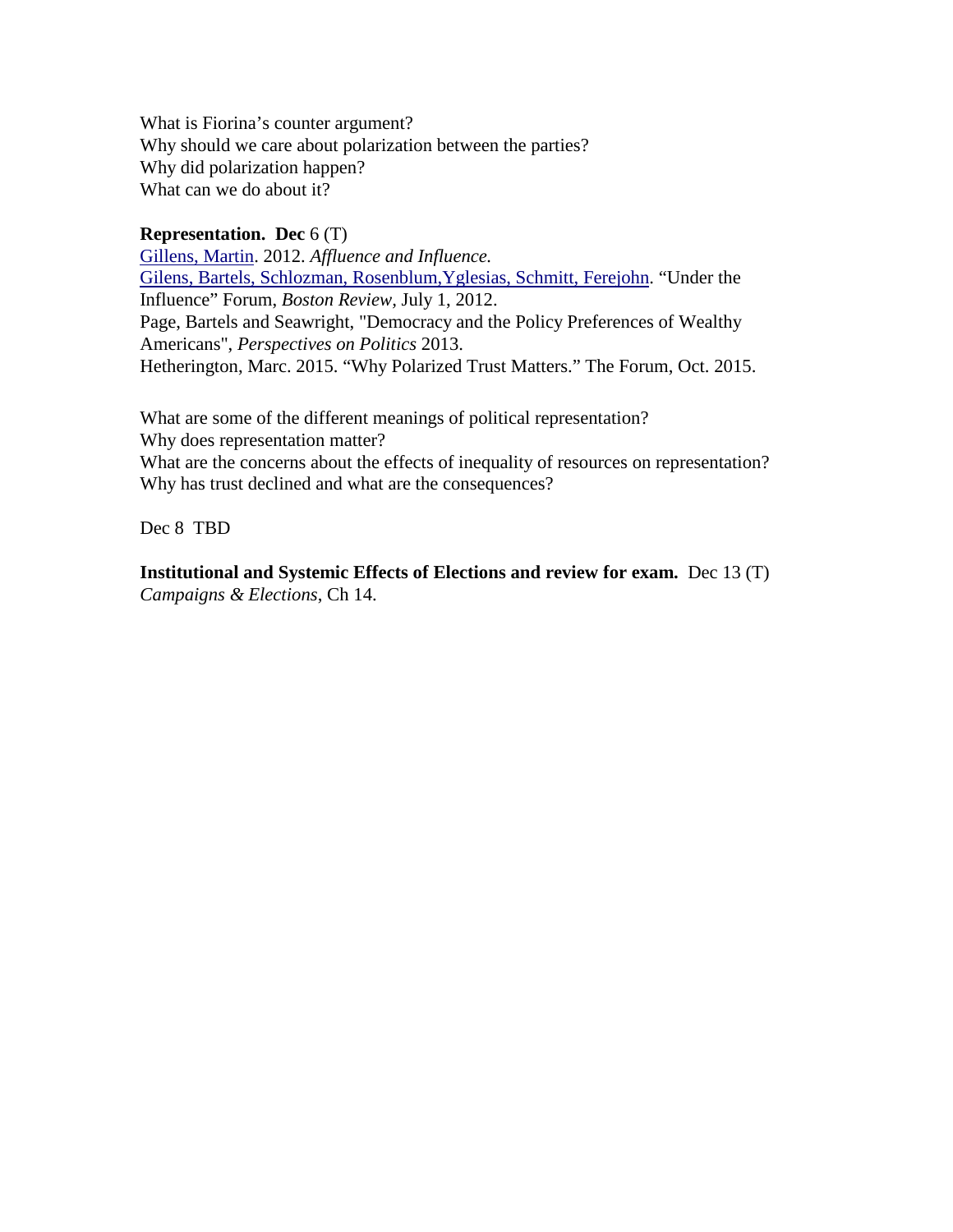What is Fiorina's counter argument?
Why should we care about polarization between the parties?
Why did polarization happen?
What can we do about it?

**Representation. Dec** 6 (T)
Gillens, Martin. 2012. *Affluence and Influence.*
Gilens, Bartels, Schlozman, Rosenblum,Yglesias, Schmitt, Ferejohn. "Under the Influence" Forum, *Boston Review*, July 1, 2012.
Page, Bartels and Seawright, "Democracy and the Policy Preferences of Wealthy Americans", *Perspectives on Politics* 2013.
Hetherington, Marc. 2015. "Why Polarized Trust Matters." The Forum, Oct. 2015.

What are some of the different meanings of political representation?
Why does representation matter?
What are the concerns about the effects of inequality of resources on representation?
Why has trust declined and what are the consequences?

Dec 8 TBD

**Institutional and Systemic Effects of Elections and review for exam.** Dec 13 (T)
*Campaigns & Elections*, Ch 14.